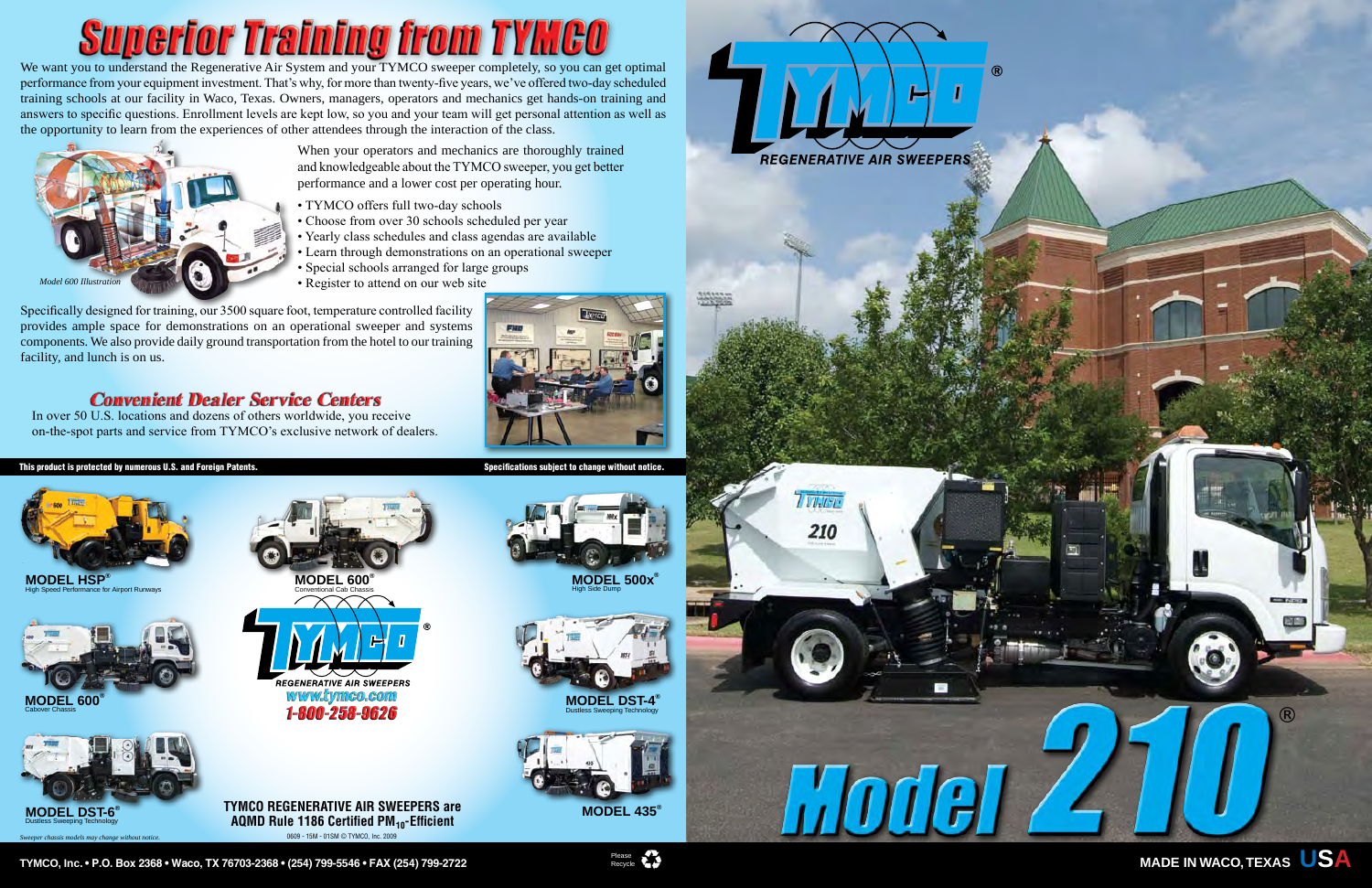# Superior Training from TYMCO

We want you to understand the Regenerative Air System and your TYMCO sweeper completely, so you can get optimal performance from your equipment investment. That's why, for more than twenty-five years, we've offered two-day scheduled training schools at our facility in Waco, Texas. Owners, managers, operators and mechanics get hands-on training and answers to specific questions. Enrollment levels are kept low, so you and your team will get personal attention as well as the opportunity to learn from the experiences of other attendees through the interaction of the class.

*Model 600 Illustration*

When your operators and mechanics are thoroughly trained and knowledgeable about the TYMCO sweeper, you get better performance and a lower cost per operating hour.

- TYMCO offers full two-day schools
- Choose from over 30 schools scheduled per year
- Yearly class schedules and class agendas are available
- Learn through demonstrations on an operational sweeper
- Special schools arranged for large groups
- Register to attend on our web site

Specifically designed for training, our 3500 square foot, temperature controlled facility provides ample space for demonstrations on an operational sweeper and systems components. We also provide daily ground transportation from the hotel to our training facility, and lunch is on us.

## Convenient Dealer Service Centers

In over 50 U.S. locations and dozens of others worldwide, you receive on-the-spot parts and service from TYMCO's exclusive network of dealers.

**This product is protected by numerous U.S. and Foreign Patents.** **Specifications subject to change without notice.**

**MODEL HSP®**
High Speed Performance for Airport Runways

**MODEL 600®**
Conventional Cab Chassis

**MODEL 500x®**
High Side Dump

**MODEL 600®**
Cabover Chassis

**MODEL DST-4®**
Dustless Sweeping Technology

**MODEL DST-6®**
Dustless Sweeping Technology

**MODEL 435®**

TYMCO® REGENERATIVE AIR SWEEPERS
www.tymco.com
1-800-258-9626

**TYMCO REGENERATIVE AIR SWEEPERS are AQMD Rule 1186 Certified $PM_{10}$-Efficient**

*Sweeper chassis models may change without notice.*

0609 - 15M - 01SM © TYMCO, Inc. 2009

TYMCO, Inc. • P.O. Box 2368 • Waco, TX 76703-2368 • (254) 799-5546 • FAX (254) 799-2722

Please Recycle

TYMCO® REGENERATIVE AIR SWEEPERS

# Model 210®

MADE IN WACO, TEXAS USA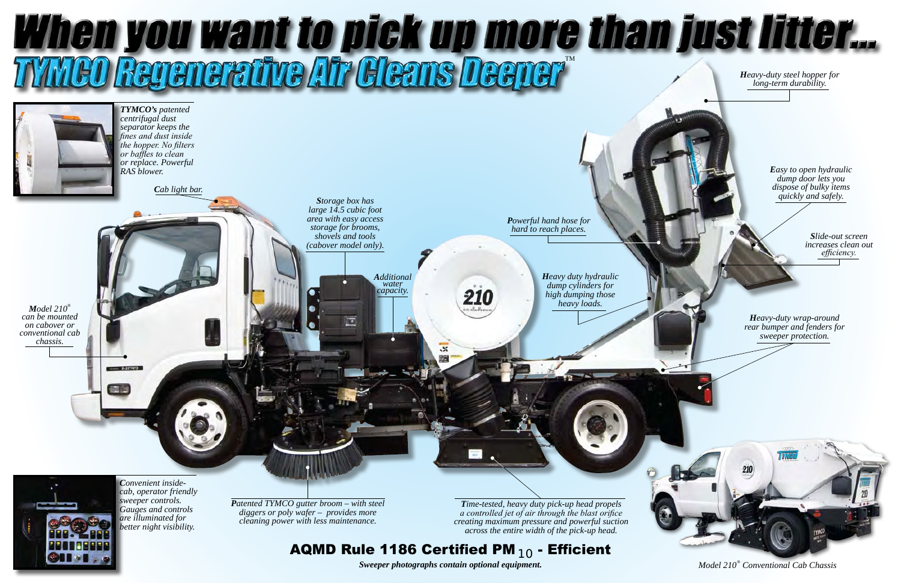# When you want to pick up more than just litter...

## TYMCO Regenerative Air Cleans Deeper™

***TYMCO's** patented centrifugal dust separator keeps the fines and dust inside the hopper. No filters or baffles to clean or replace. Powerful RAS blower.*

***C**ab light bar.*

***S**torage box has large 14.5 cubic foot area with easy access storage for brooms, shovels and tools (cabover model only).*

***A**dditional water capacity.*

***P**owerful hand hose for hard to reach places.*

***H**eavy-duty steel hopper for long-term durability.*

***E**asy to open hydraulic dump door lets you dispose of bulky items quickly and safely.*

***S**lide-out screen increases clean out efficiency.*

***H**eavy duty hydraulic dump cylinders for high dumping those heavy loads.*

***H**eavy-duty wrap-around rear bumper and fenders for sweeper protection.*

***M**odel 210® can be mounted on cabover or conventional cab chassis.*

***C**onvenient inside-cab, operator friendly sweeper controls. Gauges and controls are illuminated for better night visibility.*

***P**atented TYMCO gutter broom – with steel diggers or poly wafer – provides more cleaning power with less maintenance.*

***T**ime-tested, heavy duty pick-up head propels a controlled jet of air through the blast orifice creating maximum pressure and powerful suction across the entire width of the pick-up head.*

*Model 210® Conventional Cab Chassis*

**AQMD Rule 1186 Certified $PM_{10}$ - Efficient**

***Sweeper photographs contain optional equipment.***